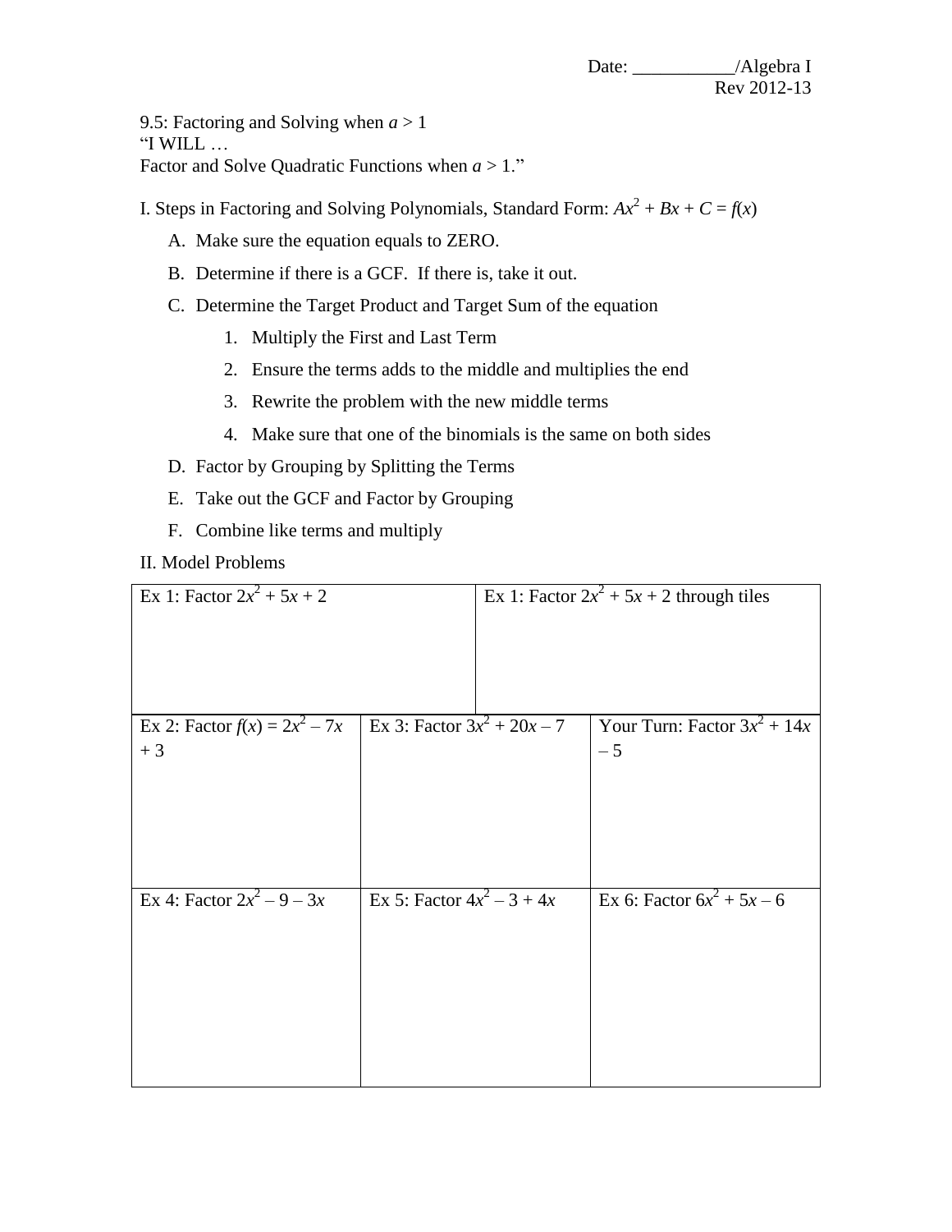Date: ___________/Algebra I
Rev 2012-13

9.5: Factoring and Solving when $a > 1$
"I WILL …
Factor and Solve Quadratic Functions when $a > 1$."

I. Steps in Factoring and Solving Polynomials, Standard Form: $Ax^2 + Bx + C = f(x)$

A. Make sure the equation equals to ZERO.

B. Determine if there is a GCF. If there is, take it out.

C. Determine the Target Product and Target Sum of the equation

1. Multiply the First and Last Term
2. Ensure the terms adds to the middle and multiplies the end
3. Rewrite the problem with the new middle terms
4. Make sure that one of the binomials is the same on both sides

D. Factor by Grouping by Splitting the Terms

E. Take out the GCF and Factor by Grouping

F. Combine like terms and multiply

II. Model Problems

| Ex 1: Factor $2x^2 + 5x + 2$ | Ex 1: Factor $2x^2 + 5x + 2$ through tiles | |
|---|---|---|
| Ex 2: Factor $f(x) = 2x^2 - 7x + 3$ | Ex 3: Factor $3x^2 + 20x - 7$ | Your Turn: Factor $3x^2 + 14x - 5$ |
| Ex 4: Factor $2x^2 - 9 - 3x$ | Ex 5: Factor $4x^2 - 3 + 4x$ | Ex 6: Factor $6x^2 + 5x - 6$ |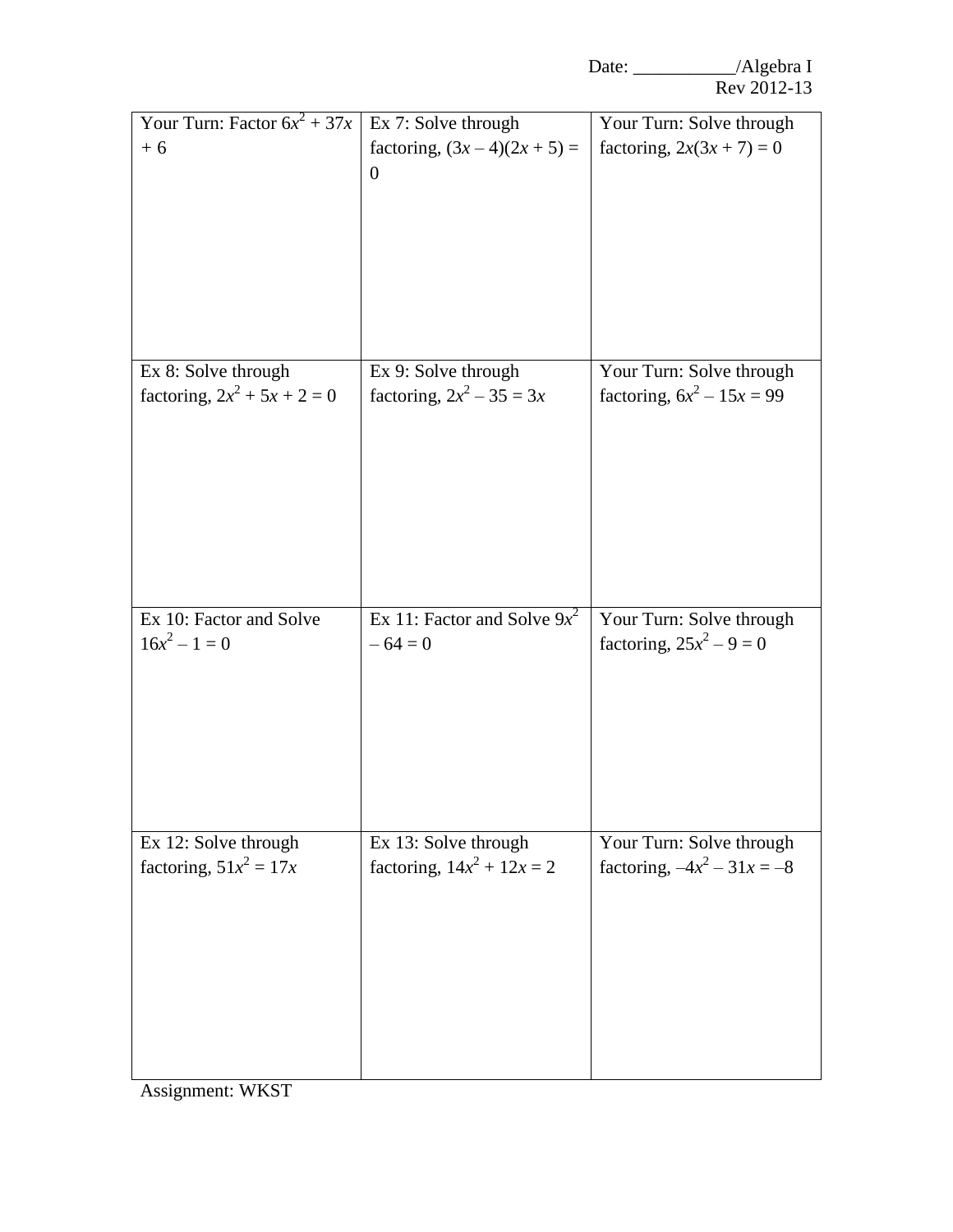Date: ___________/Algebra I
Rev 2012-13

| | | |
|---|---|---|
| Your Turn: Factor $6x^2 + 37x + 6$ | Ex 7: Solve through factoring, $(3x – 4)(2x + 5) = 0$ | Your Turn: Solve through factoring, $2x(3x + 7) = 0$ |
| Ex 8: Solve through factoring, $2x^2 + 5x + 2 = 0$ | Ex 9: Solve through factoring, $2x^2 – 35 = 3x$ | Your Turn: Solve through factoring, $6x^2 – 15x = 99$ |
| Ex 10: Factor and Solve $16x^2 – 1 = 0$ | Ex 11: Factor and Solve $9x^2 – 64 = 0$ | Your Turn: Solve through factoring, $25x^2 – 9 = 0$ |
| Ex 12: Solve through factoring, $51x^2 = 17x$ | Ex 13: Solve through factoring, $14x^2 + 12x = 2$ | Your Turn: Solve through factoring, $–4x^2 – 31x = –8$ |

Assignment: WKST